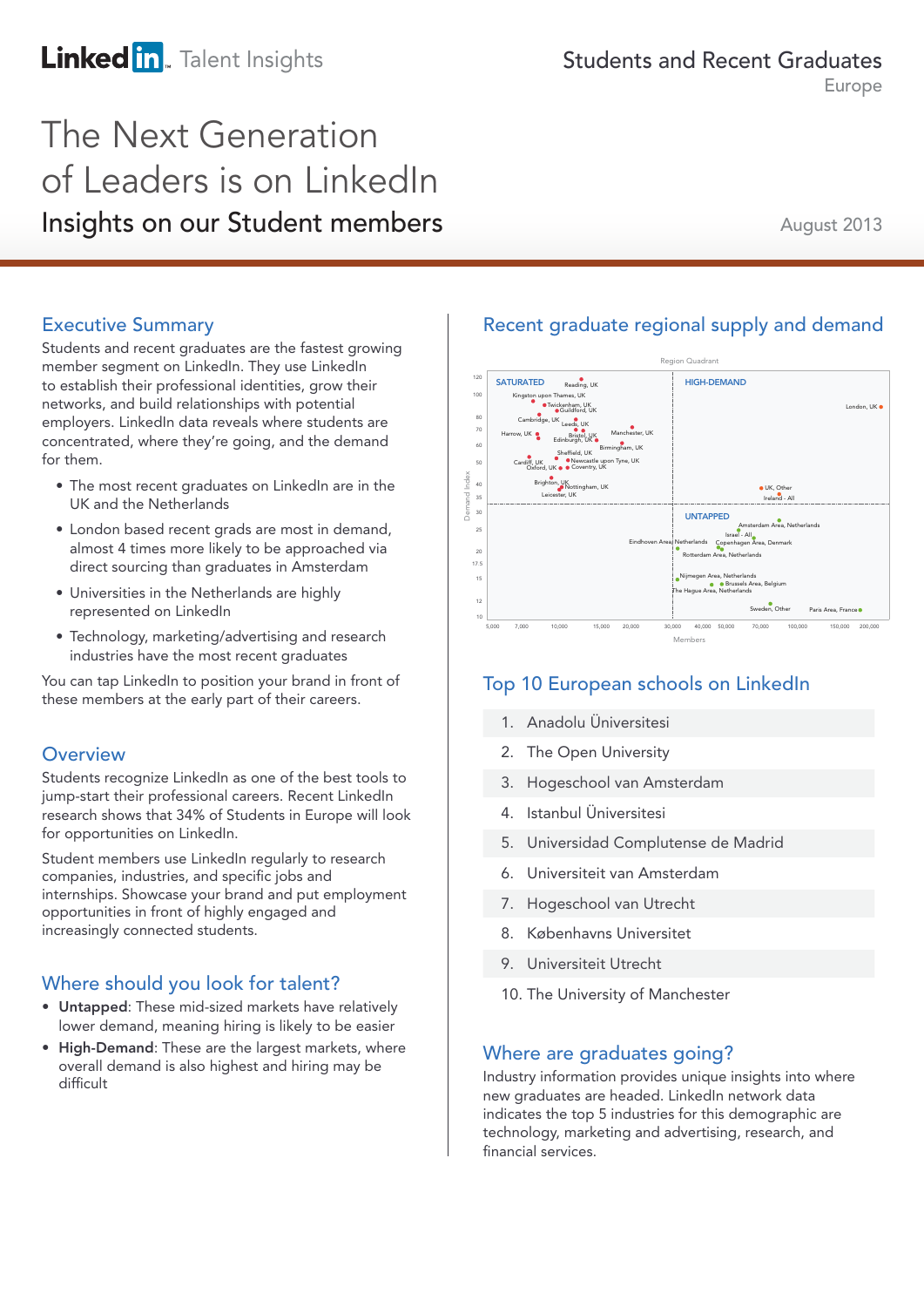LinkedIn Talent Insights

Students and Recent Graduates
Europe

# The Next Generation of Leaders is on LinkedIn

## Insights on our Student members

August 2013

## Executive Summary

Students and recent graduates are the fastest growing member segment on LinkedIn. They use LinkedIn to establish their professional identities, grow their networks, and build relationships with potential employers. LinkedIn data reveals where students are concentrated, where they're going, and the demand for them.

- The most recent graduates on LinkedIn are in the UK and the Netherlands
- London based recent grads are most in demand, almost 4 times more likely to be approached via direct sourcing than graduates in Amsterdam
- Universities in the Netherlands are highly represented on LinkedIn
- Technology, marketing/advertising and research industries have the most recent graduates

You can tap LinkedIn to position your brand in front of these members at the early part of their careers.

## Overview

Students recognize LinkedIn as one of the best tools to jump-start their professional careers. Recent LinkedIn research shows that 34% of Students in Europe will look for opportunities on LinkedIn.

Student members use LinkedIn regularly to research companies, industries, and specific jobs and internships. Showcase your brand and put employment opportunities in front of highly engaged and increasingly connected students.

## Where should you look for talent?

- **Untapped**: These mid-sized markets have relatively lower demand, meaning hiring is likely to be easier
- **High-Demand**: These are the largest markets, where overall demand is also highest and hiring may be difficult

## Recent graduate regional supply and demand

Region Quadrant

SATURATED: Reading, UK; Kingston upon Thames, UK; Twickenham, UK; Guildford, UK; Cambridge, UK; Leeds, UK; Harrow, UK; Bristol, UK; Edinburgh, UK; Manchester, UK; Birmingham, UK; Sheffield, UK; Cardiff, UK; Newcastle upon Tyne, UK; Oxford, UK; Coventry, UK; Brighton, UK; Nottingham, UK; Leicester, UK

HIGH-DEMAND: London, UK; UK, Other; Ireland - All

UNTAPPED: Amsterdam Area, Netherlands; Israel - All; Eindhoven Area, Netherlands; Copenhagen Area, Denmark; Rotterdam Area, Netherlands; Nijmegen Area, Netherlands; Brussels Area, Belgium; The Hague Area, Netherlands; Sweden, Other; Paris Area, France

Demand Index (y-axis): 10, 12, 15, 17.5, 20, 25, 30, 35, 40, 50, 60, 70, 80, 100, 120

Members (x-axis): 5,000, 7,000, 10,000, 15,000, 20,000, 30,000, 40,000, 50,000, 70,000, 100,000, 150,000, 200,000

## Top 10 European schools on LinkedIn

1. Anadolu Üniversitesi
2. The Open University
3. Hogeschool van Amsterdam
4. Istanbul Üniversitesi
5. Universidad Complutense de Madrid
6. Universiteit van Amsterdam
7. Hogeschool van Utrecht
8. Københavns Universitet
9. Universiteit Utrecht
10. The University of Manchester

## Where are graduates going?

Industry information provides unique insights into where new graduates are headed. LinkedIn network data indicates the top 5 industries for this demographic are technology, marketing and advertising, research, and financial services.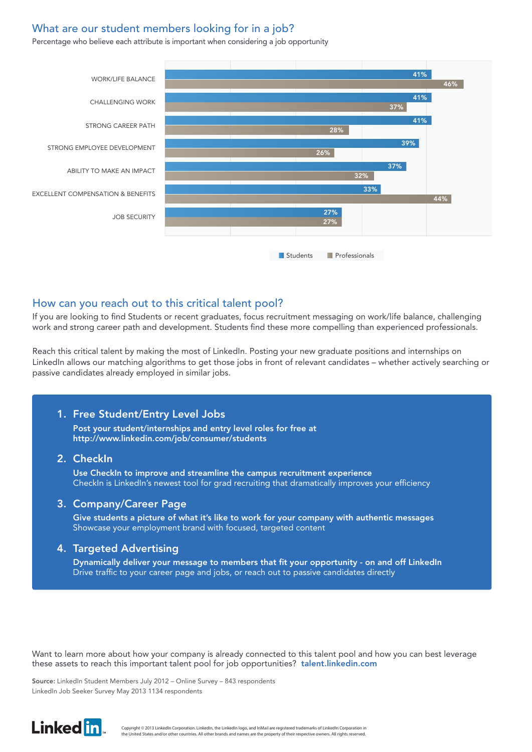## What are our student members looking for in a job?

Percentage who believe each attribute is important when considering a job opportunity

WORK/LIFE BALANCE
41%
46%

CHALLENGING WORK
41%
37%

STRONG CAREER PATH
41%
28%

STRONG EMPLOYEE DEVELOPMENT
39%
26%

ABILITY TO MAKE AN IMPACT
37%
32%

EXCELLENT COMPENSATION & BENEFITS
33%
44%

JOB SECURITY
27%
27%

Students
Professionals

## How can you reach out to this critical talent pool?

If you are looking to find Students or recent graduates, focus recruitment messaging on work/life balance, challenging work and strong career path and development. Students find these more compelling than experienced professionals.

Reach this critical talent by making the most of LinkedIn. Posting your new graduate positions and internships on LinkedIn allows our matching algorithms to get those jobs in front of relevant candidates – whether actively searching or passive candidates already employed in similar jobs.

1. **Free Student/Entry Level Jobs**

   **Post your student/internships and entry level roles for free at http://www.linkedin.com/job/consumer/students**

2. **CheckIn**

   **Use CheckIn to improve and streamline the campus recruitment experience**
   CheckIn is LinkedIn's newest tool for grad recruiting that dramatically improves your efficiency

3. **Company/Career Page**

   **Give students a picture of what it's like to work for your company with authentic messages**
   Showcase your employment brand with focused, targeted content

4. **Targeted Advertising**

   **Dynamically deliver your message to members that fit your opportunity - on and off LinkedIn**
   Drive traffic to your career page and jobs, or reach out to passive candidates directly

Want to learn more about how your company is already connected to this talent pool and how you can best leverage these assets to reach this important talent pool for job opportunities? **talent.linkedin.com**

**Source:** LinkedIn Student Members July 2012 – Online Survey – 843 respondents
LinkedIn Job Seeker Survey May 2013 1134 respondents

Copyright © 2013 LinkedIn Corporation. LinkedIn, the LinkedIn logo, and InMail are registered trademarks of LinkedIn Corporation in the United States and/or other countries. All other brands and names are the property of their respective owners. All rights reserved.